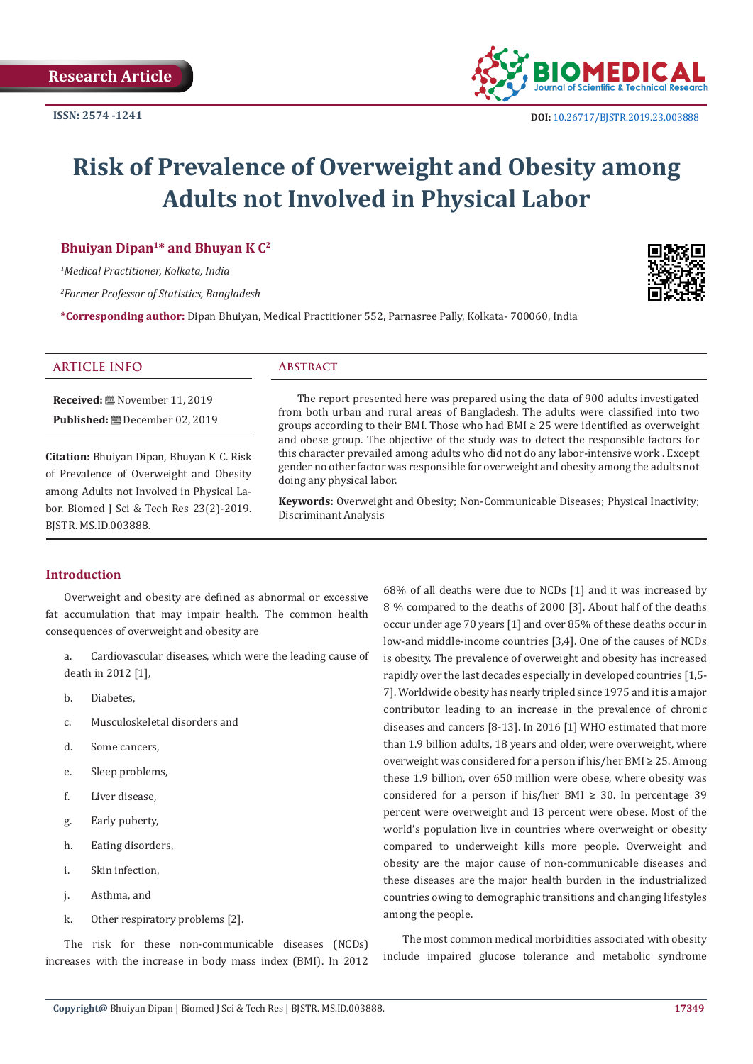Research Article

ISSN: 2574 -1241

DOI: 10.26717/BJSTR.2019.23.003888

# Risk of Prevalence of Overweight and Obesity among Adults not Involved in Physical Labor

**Bhuiyan Dipan[1]* and Bhuyan K C[2]**

*[1]Medical Practitioner, Kolkata, India*

*[2]Former Professor of Statistics, Bangladesh*

***Corresponding author:** Dipan Bhuiyan, Medical Practitioner 552, Parnasree Pally, Kolkata- 700060, India

## ARTICLE INFO

**Received:** November 11, 2019

**Published:** December 02, 2019

**Citation:** Bhuiyan Dipan, Bhuyan K C. Risk of Prevalence of Overweight and Obesity among Adults not Involved in Physical Labor. Biomed J Sci & Tech Res 23(2)-2019. BJSTR. MS.ID.003888.

## Abstract

The report presented here was prepared using the data of 900 adults investigated from both urban and rural areas of Bangladesh. The adults were classified into two groups according to their BMI. Those who had BMI ≥ 25 were identified as overweight and obese group. The objective of the study was to detect the responsible factors for this character prevailed among adults who did not do any labor-intensive work . Except gender no other factor was responsible for overweight and obesity among the adults not doing any physical labor.

**Keywords:** Overweight and Obesity; Non-Communicable Diseases; Physical Inactivity; Discriminant Analysis

## Introduction

Overweight and obesity are defined as abnormal or excessive fat accumulation that may impair health. The common health consequences of overweight and obesity are

a. Cardiovascular diseases, which were the leading cause of death in 2012 [1],

b. Diabetes,

c. Musculoskeletal disorders and

d. Some cancers,

e. Sleep problems,

f. Liver disease,

g. Early puberty,

h. Eating disorders,

i. Skin infection,

j. Asthma, and

k. Other respiratory problems [2].

The risk for these non-communicable diseases (NCDs) increases with the increase in body mass index (BMI). In 2012 68% of all deaths were due to NCDs [1] and it was increased by 8 % compared to the deaths of 2000 [3]. About half of the deaths occur under age 70 years [1] and over 85% of these deaths occur in low-and middle-income countries [3,4]. One of the causes of NCDs is obesity. The prevalence of overweight and obesity has increased rapidly over the last decades especially in developed countries [1,5-7]. Worldwide obesity has nearly tripled since 1975 and it is a major contributor leading to an increase in the prevalence of chronic diseases and cancers [8-13]. In 2016 [1] WHO estimated that more than 1.9 billion adults, 18 years and older, were overweight, where overweight was considered for a person if his/her BMI ≥ 25. Among these 1.9 billion, over 650 million were obese, where obesity was considered for a person if his/her BMI ≥ 30. In percentage 39 percent were overweight and 13 percent were obese. Most of the world's population live in countries where overweight or obesity compared to underweight kills more people. Overweight and obesity are the major cause of non-communicable diseases and these diseases are the major health burden in the industrialized countries owing to demographic transitions and changing lifestyles among the people.

The most common medical morbidities associated with obesity include impaired glucose tolerance and metabolic syndrome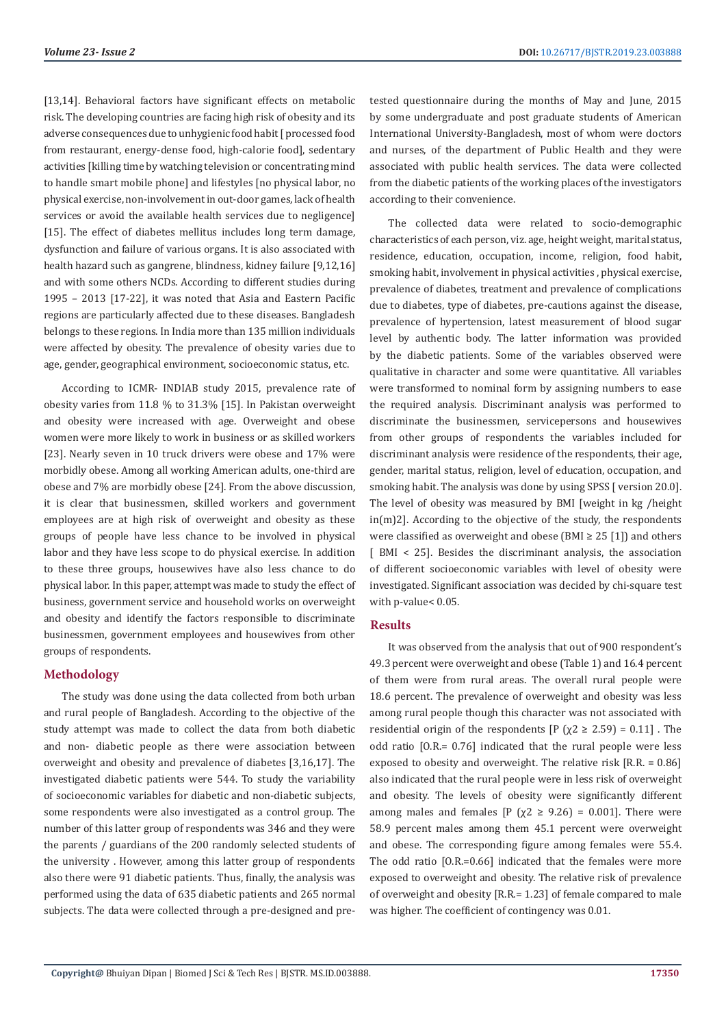[13,14]. Behavioral factors have significant effects on metabolic risk. The developing countries are facing high risk of obesity and its adverse consequences due to unhygienic food habit [ processed food from restaurant, energy-dense food, high-calorie food], sedentary activities [killing time by watching television or concentrating mind to handle smart mobile phone] and lifestyles [no physical labor, no physical exercise, non-involvement in out-door games, lack of health services or avoid the available health services due to negligence] [15]. The effect of diabetes mellitus includes long term damage, dysfunction and failure of various organs. It is also associated with health hazard such as gangrene, blindness, kidney failure [9,12,16] and with some others NCDs. According to different studies during 1995 – 2013 [17-22], it was noted that Asia and Eastern Pacific regions are particularly affected due to these diseases. Bangladesh belongs to these regions. In India more than 135 million individuals were affected by obesity. The prevalence of obesity varies due to age, gender, geographical environment, socioeconomic status, etc.

According to ICMR- INDIAB study 2015, prevalence rate of obesity varies from 11.8 % to 31.3% [15]. In Pakistan overweight and obesity were increased with age. Overweight and obese women were more likely to work in business or as skilled workers [23]. Nearly seven in 10 truck drivers were obese and 17% were morbidly obese. Among all working American adults, one-third are obese and 7% are morbidly obese [24]. From the above discussion, it is clear that businessmen, skilled workers and government employees are at high risk of overweight and obesity as these groups of people have less chance to be involved in physical labor and they have less scope to do physical exercise. In addition to these three groups, housewives have also less chance to do physical labor. In this paper, attempt was made to study the effect of business, government service and household works on overweight and obesity and identify the factors responsible to discriminate businessmen, government employees and housewives from other groups of respondents.

## Methodology

The study was done using the data collected from both urban and rural people of Bangladesh. According to the objective of the study attempt was made to collect the data from both diabetic and non- diabetic people as there were association between overweight and obesity and prevalence of diabetes [3,16,17]. The investigated diabetic patients were 544. To study the variability of socioeconomic variables for diabetic and non-diabetic subjects, some respondents were also investigated as a control group. The number of this latter group of respondents was 346 and they were the parents / guardians of the 200 randomly selected students of the university . However, among this latter group of respondents also there were 91 diabetic patients. Thus, finally, the analysis was performed using the data of 635 diabetic patients and 265 normal subjects. The data were collected through a pre-designed and pre-tested questionnaire during the months of May and June, 2015 by some undergraduate and post graduate students of American International University-Bangladesh, most of whom were doctors and nurses, of the department of Public Health and they were associated with public health services. The data were collected from the diabetic patients of the working places of the investigators according to their convenience.

The collected data were related to socio-demographic characteristics of each person, viz. age, height weight, marital status, residence, education, occupation, income, religion, food habit, smoking habit, involvement in physical activities , physical exercise, prevalence of diabetes, treatment and prevalence of complications due to diabetes, type of diabetes, pre-cautions against the disease, prevalence of hypertension, latest measurement of blood sugar level by authentic body. The latter information was provided by the diabetic patients. Some of the variables observed were qualitative in character and some were quantitative. All variables were transformed to nominal form by assigning numbers to ease the required analysis. Discriminant analysis was performed to discriminate the businessmen, servicepersons and housewives from other groups of respondents the variables included for discriminant analysis were residence of the respondents, their age, gender, marital status, religion, level of education, occupation, and smoking habit. The analysis was done by using SPSS [ version 20.0]. The level of obesity was measured by BMI [weight in kg /height in(m)2]. According to the objective of the study, the respondents were classified as overweight and obese (BMI ≥ 25 [1]) and others [ BMI < 25]. Besides the discriminant analysis, the association of different socioeconomic variables with level of obesity were investigated. Significant association was decided by chi-square test with p-value< 0.05.

## Results

It was observed from the analysis that out of 900 respondent's 49.3 percent were overweight and obese (Table 1) and 16.4 percent of them were from rural areas. The overall rural people were 18.6 percent. The prevalence of overweight and obesity was less among rural people though this character was not associated with residential origin of the respondents [P ($\chi^2 \geq 2.59$) = 0.11] . The odd ratio [O.R.= 0.76] indicated that the rural people were less exposed to obesity and overweight. The relative risk [R.R. = 0.86] also indicated that the rural people were in less risk of overweight and obesity. The levels of obesity were significantly different among males and females [P ($\chi^2 \geq 9.26$) = 0.001]. There were 58.9 percent males among them 45.1 percent were overweight and obese. The corresponding figure among females were 55.4. The odd ratio [O.R.=0.66] indicated that the females were more exposed to overweight and obesity. The relative risk of prevalence of overweight and obesity [R.R.= 1.23] of female compared to male was higher. The coefficient of contingency was 0.01.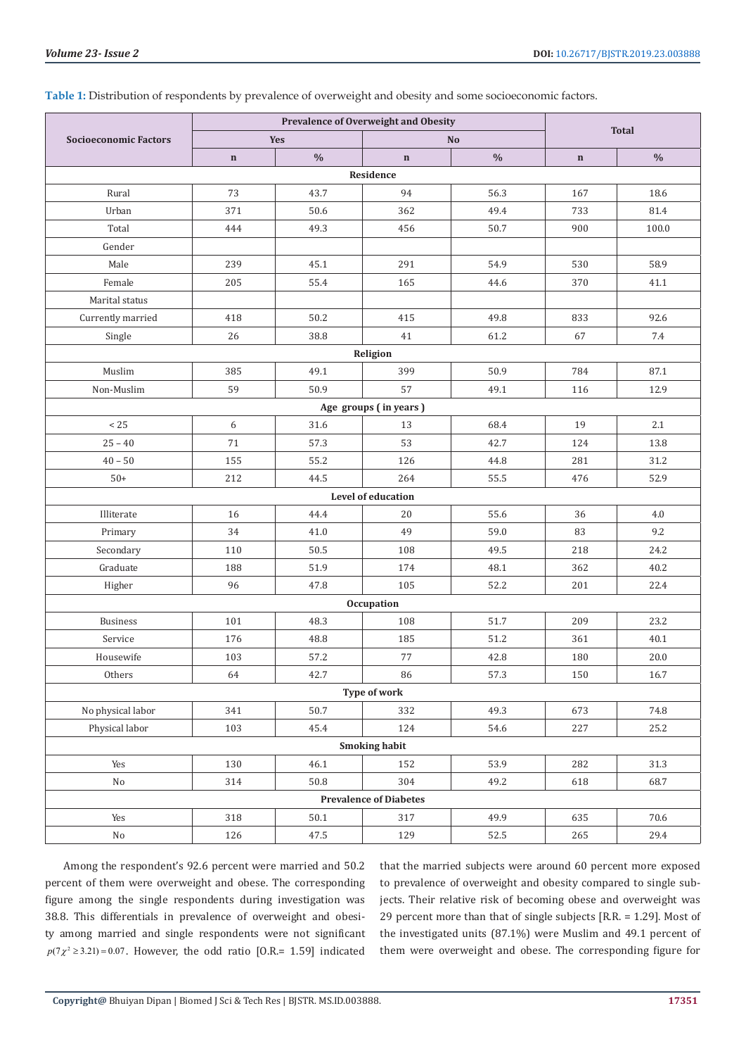**Table 1:** Distribution of respondents by prevalence of overweight and obesity and some socioeconomic factors.

| Socioeconomic Factors | Prevalence of Overweight and Obesity | | | | Total | |
|---|---|---|---|---|---|---|
| | Yes | | No | | | |
| | n | % | n | % | n | % |
| **Residence** | | | | | | |
| Rural | 73 | 43.7 | 94 | 56.3 | 167 | 18.6 |
| Urban | 371 | 50.6 | 362 | 49.4 | 733 | 81.4 |
| Total | 444 | 49.3 | 456 | 50.7 | 900 | 100.0 |
| Gender | | | | | | |
| Male | 239 | 45.1 | 291 | 54.9 | 530 | 58.9 |
| Female | 205 | 55.4 | 165 | 44.6 | 370 | 41.1 |
| Marital status | | | | | | |
| Currently married | 418 | 50.2 | 415 | 49.8 | 833 | 92.6 |
| Single | 26 | 38.8 | 41 | 61.2 | 67 | 7.4 |
| **Religion** | | | | | | |
| Muslim | 385 | 49.1 | 399 | 50.9 | 784 | 87.1 |
| Non-Muslim | 59 | 50.9 | 57 | 49.1 | 116 | 12.9 |
| **Age groups ( in years )** | | | | | | |
| < 25 | 6 | 31.6 | 13 | 68.4 | 19 | 2.1 |
| 25 – 40 | 71 | 57.3 | 53 | 42.7 | 124 | 13.8 |
| 40 – 50 | 155 | 55.2 | 126 | 44.8 | 281 | 31.2 |
| 50+ | 212 | 44.5 | 264 | 55.5 | 476 | 52.9 |
| **Level of education** | | | | | | |
| Illiterate | 16 | 44.4 | 20 | 55.6 | 36 | 4.0 |
| Primary | 34 | 41.0 | 49 | 59.0 | 83 | 9.2 |
| Secondary | 110 | 50.5 | 108 | 49.5 | 218 | 24.2 |
| Graduate | 188 | 51.9 | 174 | 48.1 | 362 | 40.2 |
| Higher | 96 | 47.8 | 105 | 52.2 | 201 | 22.4 |
| **Occupation** | | | | | | |
| Business | 101 | 48.3 | 108 | 51.7 | 209 | 23.2 |
| Service | 176 | 48.8 | 185 | 51.2 | 361 | 40.1 |
| Housewife | 103 | 57.2 | 77 | 42.8 | 180 | 20.0 |
| Others | 64 | 42.7 | 86 | 57.3 | 150 | 16.7 |
| **Type of work** | | | | | | |
| No physical labor | 341 | 50.7 | 332 | 49.3 | 673 | 74.8 |
| Physical labor | 103 | 45.4 | 124 | 54.6 | 227 | 25.2 |
| **Smoking habit** | | | | | | |
| Yes | 130 | 46.1 | 152 | 53.9 | 282 | 31.3 |
| No | 314 | 50.8 | 304 | 49.2 | 618 | 68.7 |
| **Prevalence of Diabetes** | | | | | | |
| Yes | 318 | 50.1 | 317 | 49.9 | 635 | 70.6 |
| No | 126 | 47.5 | 129 | 52.5 | 265 | 29.4 |

Among the respondent's 92.6 percent were married and 50.2 percent of them were overweight and obese. The corresponding figure among the single respondents during investigation was 38.8. This differentials in prevalence of overweight and obesity among married and single respondents were not significant $p(7\chi^2 \geq 3.21) = 0.07$. However, the odd ratio [O.R.= 1.59] indicated that the married subjects were around 60 percent more exposed to prevalence of overweight and obesity compared to single subjects. Their relative risk of becoming obese and overweight was 29 percent more than that of single subjects [R.R. = 1.29]. Most of the investigated units (87.1%) were Muslim and 49.1 percent of them were overweight and obese. The corresponding figure for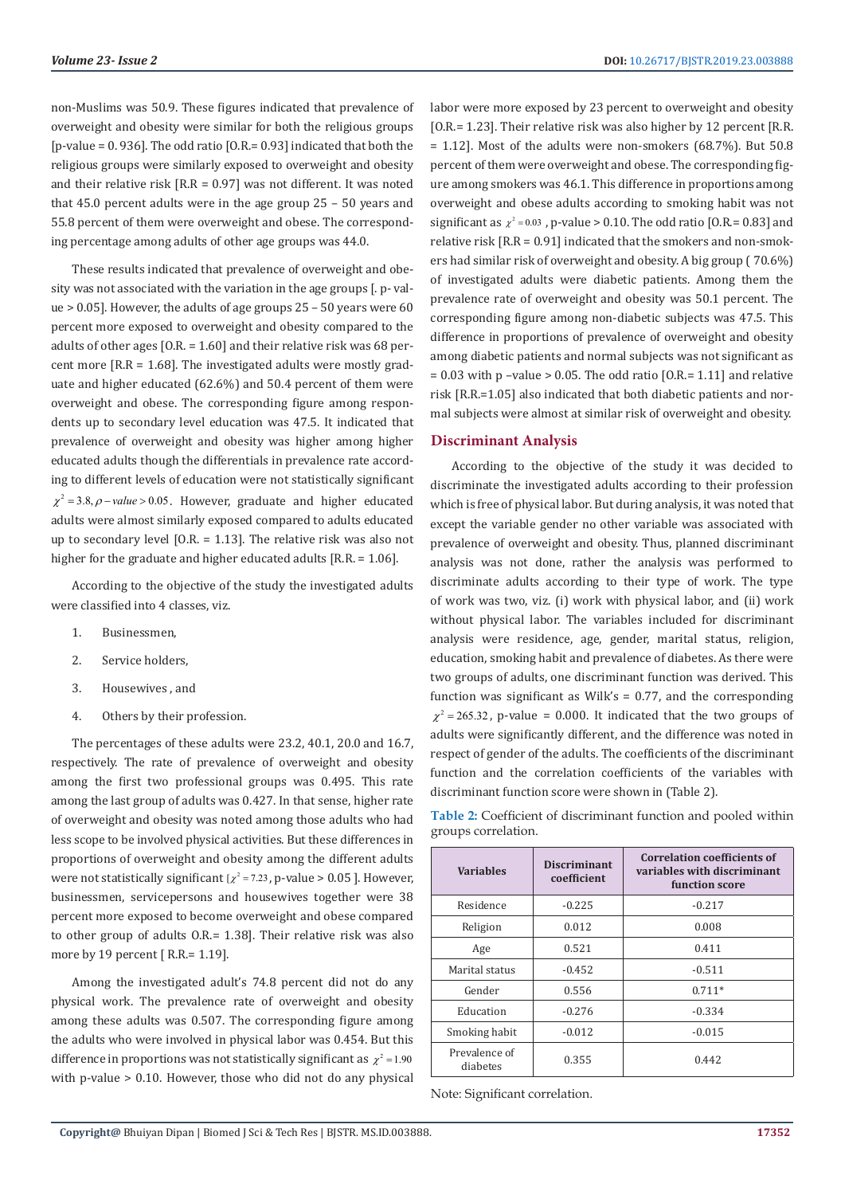non-Muslims was 50.9. These figures indicated that prevalence of overweight and obesity were similar for both the religious groups [p-value = 0. 936]. The odd ratio [O.R.= 0.93] indicated that both the religious groups were similarly exposed to overweight and obesity and their relative risk [R.R = 0.97] was not different. It was noted that 45.0 percent adults were in the age group 25 – 50 years and 55.8 percent of them were overweight and obese. The corresponding percentage among adults of other age groups was 44.0.

These results indicated that prevalence of overweight and obesity was not associated with the variation in the age groups [. p- value > 0.05]. However, the adults of age groups 25 – 50 years were 60 percent more exposed to overweight and obesity compared to the adults of other ages [O.R. = 1.60] and their relative risk was 68 percent more [R.R = 1.68]. The investigated adults were mostly graduate and higher educated (62.6%) and 50.4 percent of them were overweight and obese. The corresponding figure among respondents up to secondary level education was 47.5. It indicated that prevalence of overweight and obesity was higher among higher educated adults though the differentials in prevalence rate according to different levels of education were not statistically significant $\chi^2 = 3.8, \rho - value > 0.05$. However, graduate and higher educated adults were almost similarly exposed compared to adults educated up to secondary level [O.R. = 1.13]. The relative risk was also not higher for the graduate and higher educated adults [R.R. = 1.06].

According to the objective of the study the investigated adults were classified into 4 classes, viz.

1. Businessmen,
2. Service holders,
3. Housewives , and
4. Others by their profession.

The percentages of these adults were 23.2, 40.1, 20.0 and 16.7, respectively. The rate of prevalence of overweight and obesity among the first two professional groups was 0.495. This rate among the last group of adults was 0.427. In that sense, higher rate of overweight and obesity was noted among those adults who had less scope to be involved physical activities. But these differences in proportions of overweight and obesity among the different adults were not statistically significant [$\chi^2 = 7.23$, p-value > 0.05 ]. However, businessmen, servicepersons and housewives together were 38 percent more exposed to become overweight and obese compared to other group of adults O.R.= 1.38]. Their relative risk was also more by 19 percent [ R.R.= 1.19].

Among the investigated adult's 74.8 percent did not do any physical work. The prevalence rate of overweight and obesity among these adults was 0.507. The corresponding figure among the adults who were involved in physical labor was 0.454. But this difference in proportions was not statistically significant as $\chi^2 = 1.90$ with p-value > 0.10. However, those who did not do any physical labor were more exposed by 23 percent to overweight and obesity [O.R.= 1.23]. Their relative risk was also higher by 12 percent [R.R. = 1.12]. Most of the adults were non-smokers (68.7%). But 50.8 percent of them were overweight and obese. The corresponding figure among smokers was 46.1. This difference in proportions among overweight and obese adults according to smoking habit was not significant as $\chi^2 = 0.03$ , p-value > 0.10. The odd ratio [O.R.= 0.83] and relative risk [R.R = 0.91] indicated that the smokers and non-smokers had similar risk of overweight and obesity. A big group ( 70.6%) of investigated adults were diabetic patients. Among them the prevalence rate of overweight and obesity was 50.1 percent. The corresponding figure among non-diabetic subjects was 47.5. This difference in proportions of prevalence of overweight and obesity among diabetic patients and normal subjects was not significant as = 0.03 with p –value > 0.05. The odd ratio [O.R.= 1.11] and relative risk [R.R.=1.05] also indicated that both diabetic patients and normal subjects were almost at similar risk of overweight and obesity.

## Discriminant Analysis

According to the objective of the study it was decided to discriminate the investigated adults according to their profession which is free of physical labor. But during analysis, it was noted that except the variable gender no other variable was associated with prevalence of overweight and obesity. Thus, planned discriminant analysis was not done, rather the analysis was performed to discriminate adults according to their type of work. The type of work was two, viz. (i) work with physical labor, and (ii) work without physical labor. The variables included for discriminant analysis were residence, age, gender, marital status, religion, education, smoking habit and prevalence of diabetes. As there were two groups of adults, one discriminant function was derived. This function was significant as Wilk's = 0.77, and the corresponding $\chi^2 = 265.32$, p-value = 0.000. It indicated that the two groups of adults were significantly different, and the difference was noted in respect of gender of the adults. The coefficients of the discriminant function and the correlation coefficients of the variables with discriminant function score were shown in (Table 2).

**Table 2:** Coefficient of discriminant function and pooled within groups correlation.

| Variables | Discriminant coefficient | Correlation coefficients of variables with discriminant function score |
|---|---|---|
| Residence | -0.225 | -0.217 |
| Religion | 0.012 | 0.008 |
| Age | 0.521 | 0.411 |
| Marital status | -0.452 | -0.511 |
| Gender | 0.556 | 0.711* |
| Education | -0.276 | -0.334 |
| Smoking habit | -0.012 | -0.015 |
| Prevalence of diabetes | 0.355 | 0.442 |

Note: Significant correlation.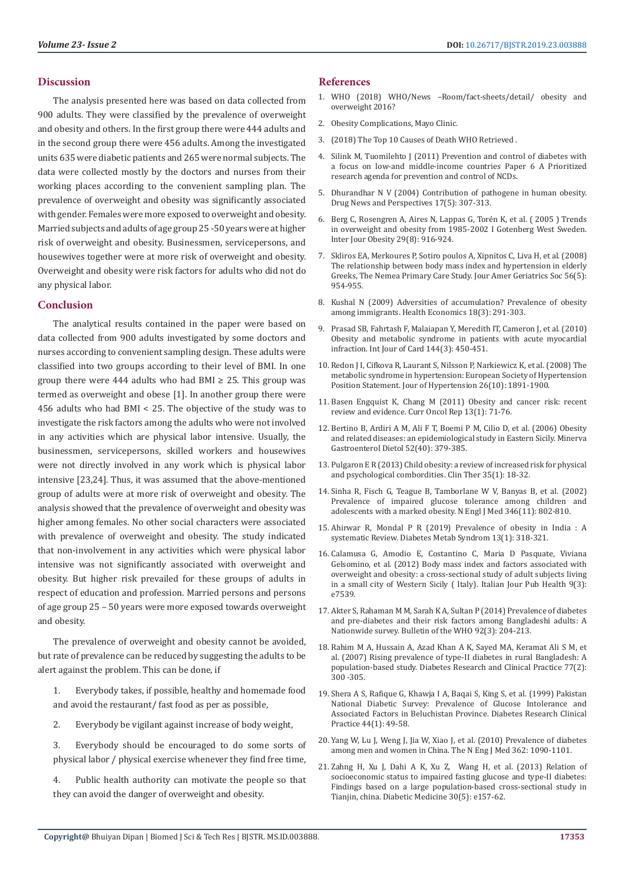## Discussion

The analysis presented here was based on data collected from 900 adults. They were classified by the prevalence of overweight and obesity and others. In the first group there were 444 adults and in the second group there were 456 adults. Among the investigated units 635 were diabetic patients and 265 were normal subjects. The data were collected mostly by the doctors and nurses from their working places according to the convenient sampling plan. The prevalence of overweight and obesity was significantly associated with gender. Females were more exposed to overweight and obesity. Married subjects and adults of age group 25 -50 years were at higher risk of overweight and obesity. Businessmen, servicepersons, and housewives together were at more risk of overweight and obesity. Overweight and obesity were risk factors for adults who did not do any physical labor.

## Conclusion

The analytical results contained in the paper were based on data collected from 900 adults investigated by some doctors and nurses according to convenient sampling design. These adults were classified into two groups according to their level of BMI. In one group there were 444 adults who had BMI ≥ 25. This group was termed as overweight and obese [1]. In another group there were 456 adults who had BMI < 25. The objective of the study was to investigate the risk factors among the adults who were not involved in any activities which are physical labor intensive. Usually, the businessmen, servicepersons, skilled workers and housewives were not directly involved in any work which is physical labor intensive [23,24]. Thus, it was assumed that the above-mentioned group of adults were at more risk of overweight and obesity. The analysis showed that the prevalence of overweight and obesity was higher among females. No other social characters were associated with prevalence of overweight and obesity. The study indicated that non-involvement in any activities which were physical labor intensive was not significantly associated with overweight and obesity. But higher risk prevailed for these groups of adults in respect of education and profession. Married persons and persons of age group 25 – 50 years were more exposed towards overweight and obesity.

The prevalence of overweight and obesity cannot be avoided, but rate of prevalence can be reduced by suggesting the adults to be alert against the problem. This can be done, if

1. Everybody takes, if possible, healthy and homemade food and avoid the restaurant/ fast food as per as possible,
2. Everybody be vigilant against increase of body weight,
3. Everybody should be encouraged to do some sorts of physical labor / physical exercise whenever they find free time,
4. Public health authority can motivate the people so that they can avoid the danger of overweight and obesity.

## References

1. WHO (2018) WHO/News –Room/fact-sheets/detail/ obesity and overweight 2016?
2. Obesity Complications, Mayo Clinic.
3. (2018) The Top 10 Causes of Death WHO Retrieved .
4. Silink M, Tuomilehto J (2011) Prevention and control of diabetes with a focus on low-and middle-income countries Paper 6 A Prioritized research agenda for prevention and control of NCDs.
5. Dhurandhar N V (2004) Contribution of pathogene in human obesity. Drug News and Perspectives 17(5): 307-313.
6. Berg C, Rosengren A, Aires N, Lappas G, Torén K, et al. ( 2005 ) Trends in overweight and obesity from 1985-2002 I Gotenberg West Sweden. Inter Jour Obesity 29(8): 916-924.
7. Skliros EA, Merkoures P, Sotiro poulos A, Xipnitos C, Liva H, et al. (2008) The relationship between body mass index and hypertension in elderly Greeks, The Nemea Primary Care Study. Jour Amer Geriatrics Soc 56(5): 954-955.
8. Kushal N (2009) Adversities of accumulation? Prevalence of obesity among immigrants. Health Economics 18(3): 291-303.
9. Prasad SB, Fahrtash F, Malaiapan Y, Meredith IT, Cameron J, et al. (2010) Obesity and metabolic syndrome in patients with acute myocardial infraction. Int Jour of Card 144(3): 450-451.
10. Redon J I, Cifkova R, Laurant S, Nilsson P, Narkiewicz K, et al. (2008) The metabolic syndrome in hypertension: European Society of Hypertension Position Statement. Jour of Hypertension 26(10): 1891-1900.
11. Basen Engquist K, Chang M (2011) Obesity and cancer risk: recent review and evidence. Curr Oncol Rep 13(1): 71-76.
12. Bertino B, Ardiri A M, Ali F T, Boemi P M, Cilio D, et al. (2006) Obesity and related diseases: an epidemiological study in Eastern Sicily. Minerva Gastroenterol Dietol 52(40): 379-385.
13. Pulgaron E R (2013) Child obesity: a review of increased risk for physical and psychological combordities. Clin Ther 35(1): 18-32.
14. Sinha R, Fisch G, Teague B, Tamborlane W V, Banyas B, et al. (2002) Prevalence of impaired glucose tolerance among children and adolescents with a marked obesity. N Engl J Med 346(11): 802-810.
15. Ahirwar R, Mondal P R (2019) Prevalence of obesity in India : A systematic Review. Diabetes Metab Syndrom 13(1): 318-321.
16. Calamusa G, Amodio E, Costantino C, Maria D Pasquate, Viviana Gelsomino, et al. (2012) Body mass index and factors associated with overweight and obesity: a cross-sectional study of adult subjects living in a small city of Western Sicily ( Italy). Italian Jour Pub Health 9(3): e7539.
17. Akter S, Rahaman M M, Sarah K A, Sultan P (2014) Prevalence of diabetes and pre-diabetes and their risk factors among Bangladeshi adults: A Nationwide survey. Bulletin of the WHO 92(3): 204-213.
18. Rahim M A, Hussain A, Azad Khan A K, Sayed MA, Keramat Ali S M, et al. (2007) Rising prevalence of type-II diabetes in rural Bangladesh: A population-based study. Diabetes Research and Clinical Practice 77(2): 300 -305.
19. Shera A S, Rafique G, Khawja I A, Baqai S, King S, et al. (1999) Pakistan National Diabetic Survey: Prevalence of Glucose Intolerance and Associated Factors in Beluchistan Province. Diabetes Research Clinical Practice 44(1): 49-58.
20. Yang W, Lu J, Weng J, Jia W, Xiao J, et al. (2010) Prevalence of diabetes among men and women in China. The N Eng J Med 362: 1090-1101.
21. Zahng H, Xu J, Dahi A K, Xu Z, Wang H, et al. (2013) Relation of socioeconomic status to impaired fasting glucose and type-II diabetes: Findings based on a large population-based cross-sectional study in Tianjin, china. Diabetic Medicine 30(5): e157-62.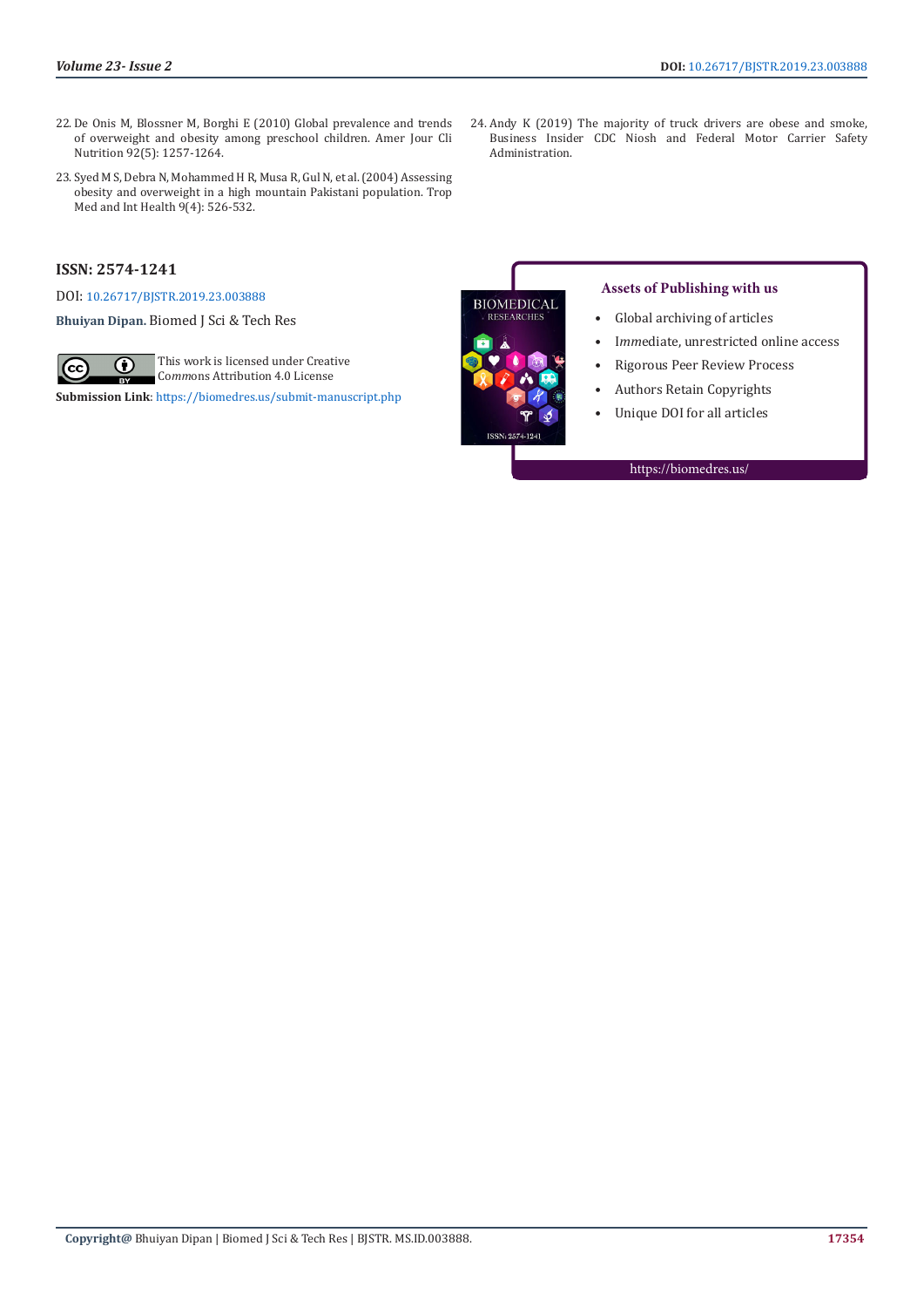22. De Onis M, Blossner M, Borghi E (2010) Global prevalence and trends of overweight and obesity among preschool children. Amer Jour Cli Nutrition 92(5): 1257-1264.
23. Syed M S, Debra N, Mohammed H R, Musa R, Gul N, et al. (2004) Assessing obesity and overweight in a high mountain Pakistani population. Trop Med and Int Health 9(4): 526-532.
24. Andy K (2019) The majority of truck drivers are obese and smoke, Business Insider CDC Niosh and Federal Motor Carrier Safety Administration.

**ISSN: 2574-1241**

DOI: 10.26717/BJSTR.2019.23.003888

**Bhuiyan Dipan.** Biomed J Sci & Tech Res

This work is licensed under Creative Commons Attribution 4.0 License

**Submission Link**: https://biomedres.us/submit-manuscript.php

**Assets of Publishing with us**

- Global archiving of articles
- Immediate, unrestricted online access
- Rigorous Peer Review Process
- Authors Retain Copyrights
- Unique DOI for all articles

https://biomedres.us/